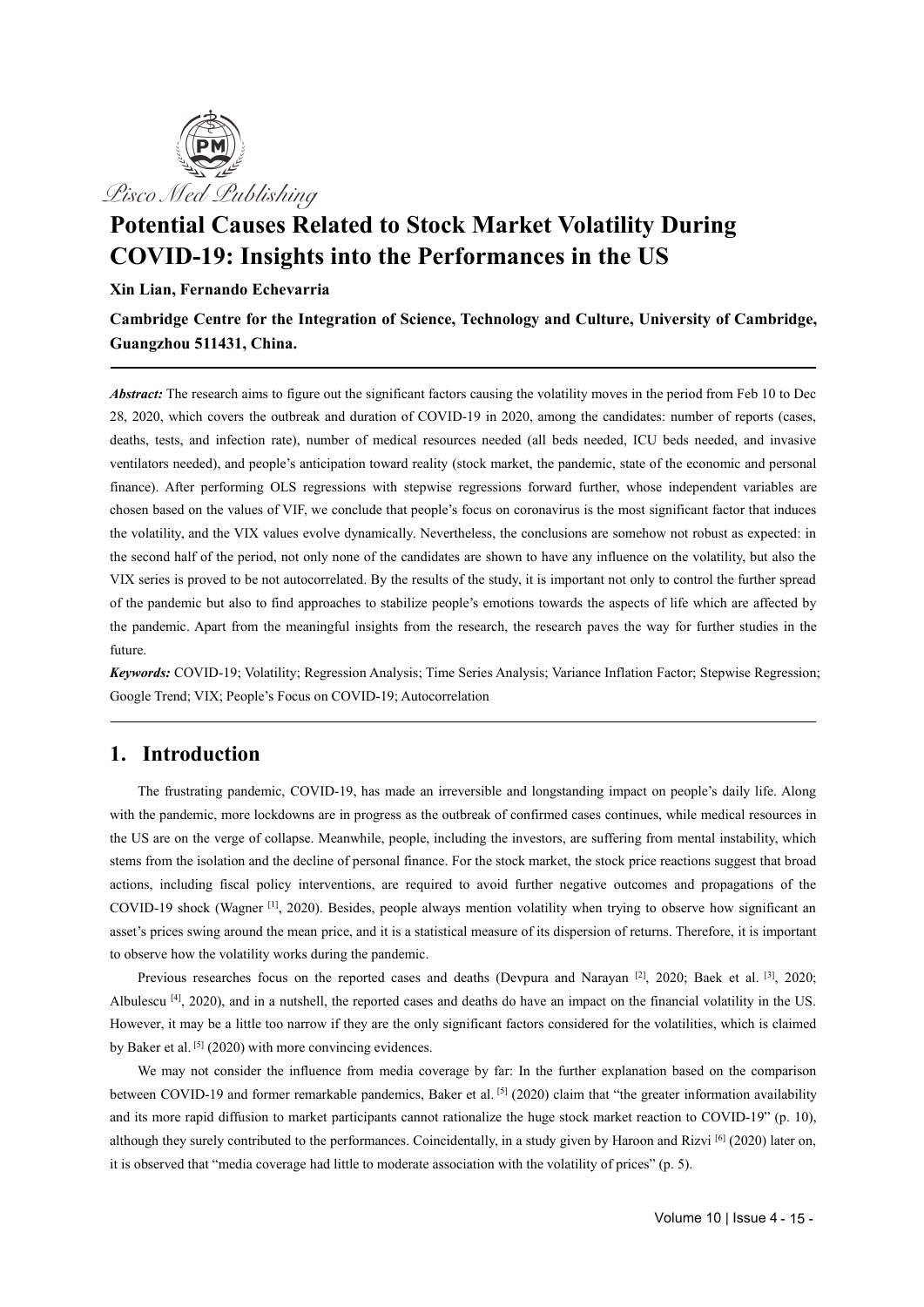# Potential Causes Related to Stock Market Volatility During COVID-19: Insights into the Performances in the US

**Xin Lian, Fernando Echevarria**

**Cambridge Centre for the Integration of Science, Technology and Culture, University of Cambridge, Guangzhou 511431, China.**

***Abstract:*** The research aims to figure out the significant factors causing the volatility moves in the period from Feb 10 to Dec 28, 2020, which covers the outbreak and duration of COVID-19 in 2020, among the candidates: number of reports (cases, deaths, tests, and infection rate), number of medical resources needed (all beds needed, ICU beds needed, and invasive ventilators needed), and people's anticipation toward reality (stock market, the pandemic, state of the economic and personal finance). After performing OLS regressions with stepwise regressions forward further, whose independent variables are chosen based on the values of VIF, we conclude that people's focus on coronavirus is the most significant factor that induces the volatility, and the VIX values evolve dynamically. Nevertheless, the conclusions are somehow not robust as expected: in the second half of the period, not only none of the candidates are shown to have any influence on the volatility, but also the VIX series is proved to be not autocorrelated. By the results of the study, it is important not only to control the further spread of the pandemic but also to find approaches to stabilize people's emotions towards the aspects of life which are affected by the pandemic. Apart from the meaningful insights from the research, the research paves the way for further studies in the future.

***Keywords:*** COVID-19; Volatility; Regression Analysis; Time Series Analysis; Variance Inflation Factor; Stepwise Regression; Google Trend; VIX; People's Focus on COVID-19; Autocorrelation

## 1. Introduction

The frustrating pandemic, COVID-19, has made an irreversible and longstanding impact on people's daily life. Along with the pandemic, more lockdowns are in progress as the outbreak of confirmed cases continues, while medical resources in the US are on the verge of collapse. Meanwhile, people, including the investors, are suffering from mental instability, which stems from the isolation and the decline of personal finance. For the stock market, the stock price reactions suggest that broad actions, including fiscal policy interventions, are required to avoid further negative outcomes and propagations of the COVID-19 shock (Wagner [1], 2020). Besides, people always mention volatility when trying to observe how significant an asset's prices swing around the mean price, and it is a statistical measure of its dispersion of returns. Therefore, it is important to observe how the volatility works during the pandemic.

Previous researches focus on the reported cases and deaths (Devpura and Narayan [2], 2020; Baek et al. [3], 2020; Albulescu [4], 2020), and in a nutshell, the reported cases and deaths do have an impact on the financial volatility in the US. However, it may be a little too narrow if they are the only significant factors considered for the volatilities, which is claimed by Baker et al. [5] (2020) with more convincing evidences.

We may not consider the influence from media coverage by far: In the further explanation based on the comparison between COVID-19 and former remarkable pandemics, Baker et al. [5] (2020) claim that "the greater information availability and its more rapid diffusion to market participants cannot rationalize the huge stock market reaction to COVID-19" (p. 10), although they surely contributed to the performances. Coincidentally, in a study given by Haroon and Rizvi [6] (2020) later on, it is observed that "media coverage had little to moderate association with the volatility of prices" (p. 5).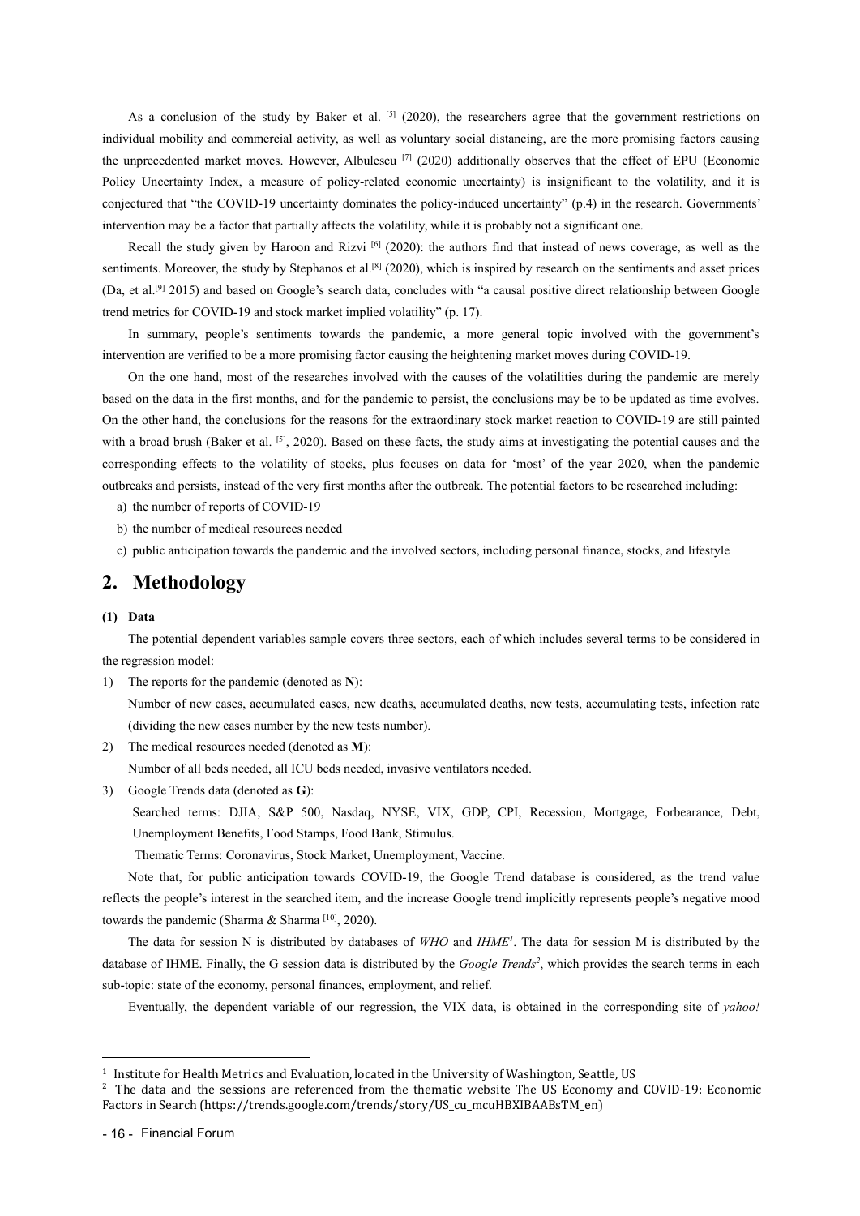As a conclusion of the study by Baker et al. [5] (2020), the researchers agree that the government restrictions on individual mobility and commercial activity, as well as voluntary social distancing, are the more promising factors causing the unprecedented market moves. However, Albulescu [7] (2020) additionally observes that the effect of EPU (Economic Policy Uncertainty Index, a measure of policy-related economic uncertainty) is insignificant to the volatility, and it is conjectured that "the COVID-19 uncertainty dominates the policy-induced uncertainty" (p.4) in the research. Governments' intervention may be a factor that partially affects the volatility, while it is probably not a significant one.

Recall the study given by Haroon and Rizvi [6] (2020): the authors find that instead of news coverage, as well as the sentiments. Moreover, the study by Stephanos et al.[8] (2020), which is inspired by research on the sentiments and asset prices (Da, et al.[9] 2015) and based on Google's search data, concludes with "a causal positive direct relationship between Google trend metrics for COVID-19 and stock market implied volatility" (p. 17).

In summary, people's sentiments towards the pandemic, a more general topic involved with the government's intervention are verified to be a more promising factor causing the heightening market moves during COVID-19.

On the one hand, most of the researches involved with the causes of the volatilities during the pandemic are merely based on the data in the first months, and for the pandemic to persist, the conclusions may be to be updated as time evolves. On the other hand, the conclusions for the reasons for the extraordinary stock market reaction to COVID-19 are still painted with a broad brush (Baker et al. [5], 2020). Based on these facts, the study aims at investigating the potential causes and the corresponding effects to the volatility of stocks, plus focuses on data for 'most' of the year 2020, when the pandemic outbreaks and persists, instead of the very first months after the outbreak. The potential factors to be researched including:

a) the number of reports of COVID-19

b) the number of medical resources needed

c) public anticipation towards the pandemic and the involved sectors, including personal finance, stocks, and lifestyle

## 2. Methodology

**(1) Data**

The potential dependent variables sample covers three sectors, each of which includes several terms to be considered in the regression model:

1) The reports for the pandemic (denoted as **N**):

   Number of new cases, accumulated cases, new deaths, accumulated deaths, new tests, accumulating tests, infection rate (dividing the new cases number by the new tests number).

2) The medical resources needed (denoted as **M**):

   Number of all beds needed, all ICU beds needed, invasive ventilators needed.

3) Google Trends data (denoted as **G**):

   Searched terms: DJIA, S&P 500, Nasdaq, NYSE, VIX, GDP, CPI, Recession, Mortgage, Forbearance, Debt, Unemployment Benefits, Food Stamps, Food Bank, Stimulus.

   Thematic Terms: Coronavirus, Stock Market, Unemployment, Vaccine.

Note that, for public anticipation towards COVID-19, the Google Trend database is considered, as the trend value reflects the people's interest in the searched item, and the increase Google trend implicitly represents people's negative mood towards the pandemic (Sharma & Sharma [10], 2020).

The data for session N is distributed by databases of *WHO* and *IHME*[1]. The data for session M is distributed by the database of IHME. Finally, the G session data is distributed by the *Google Trends*[2], which provides the search terms in each sub-topic: state of the economy, personal finances, employment, and relief.

Eventually, the dependent variable of our regression, the VIX data, is obtained in the corresponding site of *yahoo!*

---

[1] Institute for Health Metrics and Evaluation, located in the University of Washington, Seattle, US

[2] The data and the sessions are referenced from the thematic website The US Economy and COVID-19: Economic Factors in Search (https://trends.google.com/trends/story/US_cu_mcuHBXIBAABsTM_en)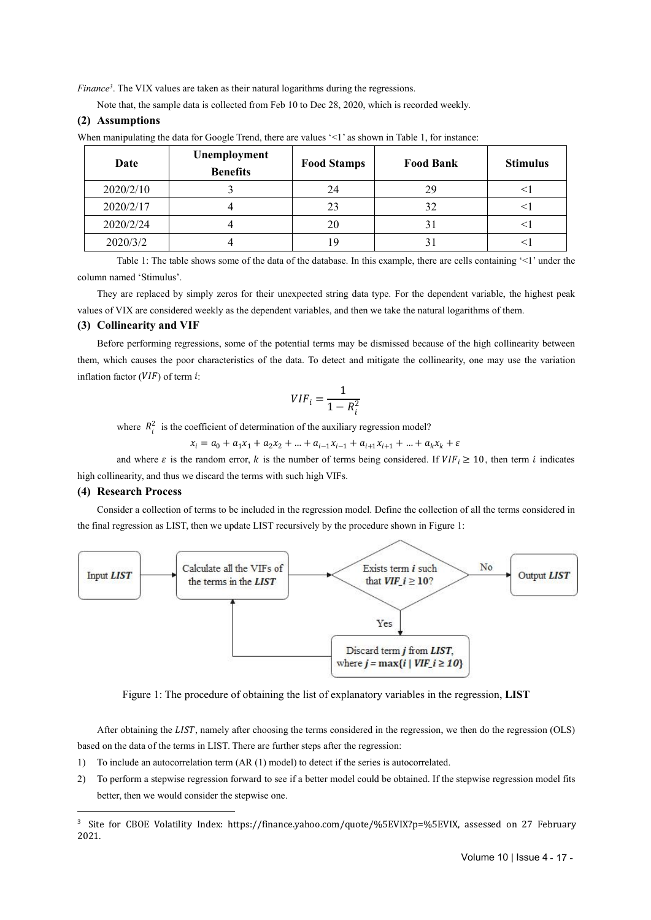*Finance*[3]. The VIX values are taken as their natural logarithms during the regressions.

Note that, the sample data is collected from Feb 10 to Dec 28, 2020, which is recorded weekly.

### (2) Assumptions

When manipulating the data for Google Trend, there are values '<1' as shown in Table 1, for instance:

| Date | Unemployment Benefits | Food Stamps | Food Bank | Stimulus |
|---|---|---|---|---|
| 2020/2/10 | 3 | 24 | 29 | <1 |
| 2020/2/17 | 4 | 23 | 32 | <1 |
| 2020/2/24 | 4 | 20 | 31 | <1 |
| 2020/3/2 | 4 | 19 | 31 | <1 |

Table 1: The table shows some of the data of the database. In this example, there are cells containing '<1' under the column named 'Stimulus'.

They are replaced by simply zeros for their unexpected string data type. For the dependent variable, the highest peak values of VIX are considered weekly as the dependent variables, and then we take the natural logarithms of them.

### (3) Collinearity and VIF

Before performing regressions, some of the potential terms may be dismissed because of the high collinearity between them, which causes the poor characteristics of the data. To detect and mitigate the collinearity, one may use the variation inflation factor ($VIF$) of term $i$:

$$VIF_i = \frac{1}{1 - R_i^2}$$

where $R_i^2$ is the coefficient of determination of the auxiliary regression model?

$$x_i = a_0 + a_1 x_1 + a_2 x_2 + \dots + a_{i-1} x_{i-1} + a_{i+1} x_{i+1} + \dots + a_k x_k + \varepsilon$$

and where $\varepsilon$ is the random error, $k$ is the number of terms being considered. If $VIF_i \geq 10$, then term $i$ indicates high collinearity, and thus we discard the terms with such high VIFs.

### (4) Research Process

Consider a collection of terms to be included in the regression model. Define the collection of all the terms considered in the final regression as LIST, then we update LIST recursively by the procedure shown in Figure 1:

Input ***LIST*** → Calculate all the VIFs of the terms in the ***LIST*** → Exists term ***i*** such that ***VIF_i ≥ 10***? → No → Output ***LIST***

Yes → Discard term ***j*** from ***LIST***, where ***j = max{i | VIF_i ≥ 10}*** → (back to) Calculate all the VIFs of the terms in the ***LIST***

Figure 1: The procedure of obtaining the list of explanatory variables in the regression, **LIST**

After obtaining the *LIST*, namely after choosing the terms considered in the regression, we then do the regression (OLS) based on the data of the terms in LIST. There are further steps after the regression:

1) To include an autocorrelation term (AR (1) model) to detect if the series is autocorrelated.
2) To perform a stepwise regression forward to see if a better model could be obtained. If the stepwise regression model fits better, then we would consider the stepwise one.

[3] Site for CBOE Volatility Index: https://finance.yahoo.com/quote/%5EVIX?p=%5EVIX, assessed on 27 February 2021.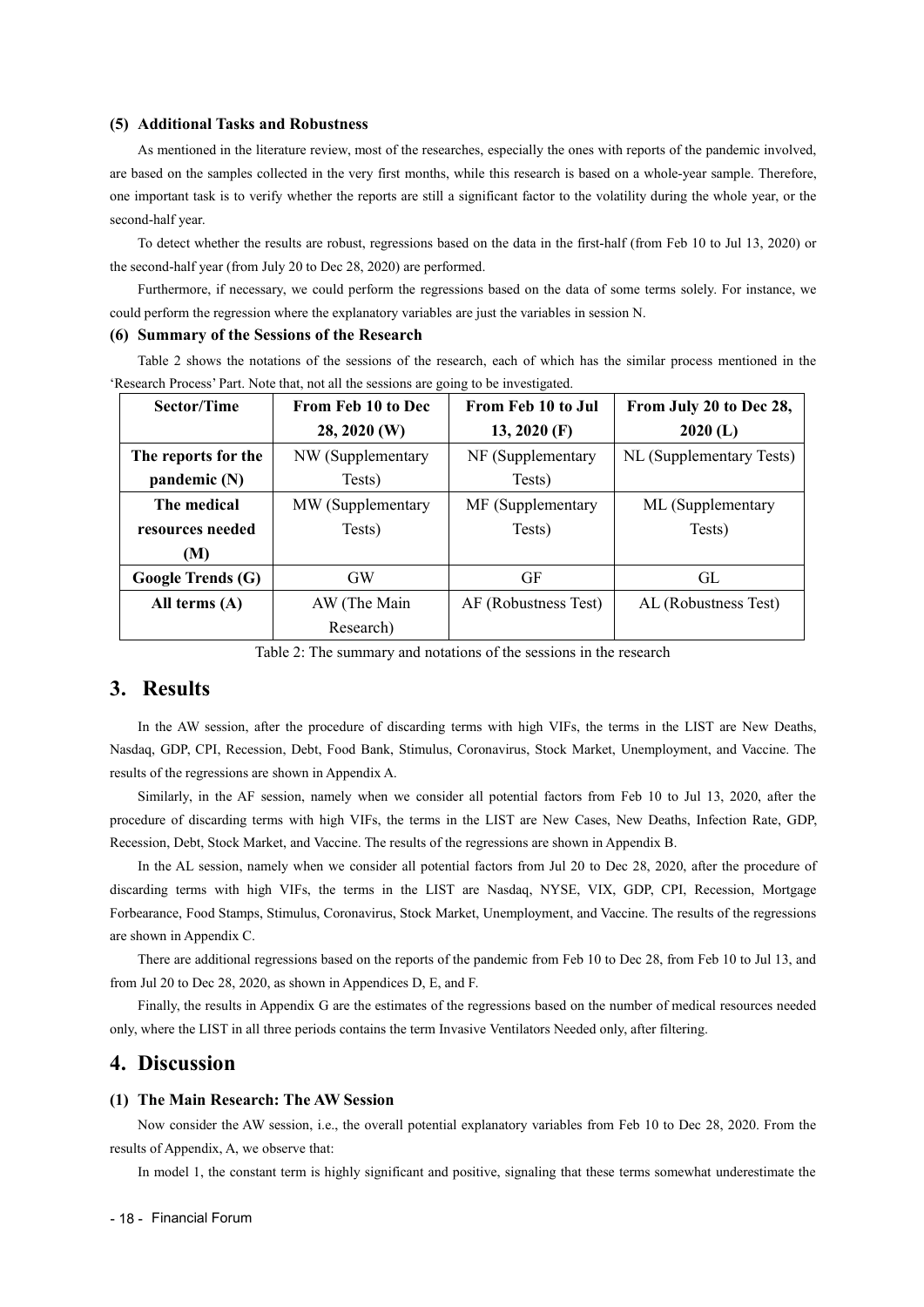#### (5) Additional Tasks and Robustness

As mentioned in the literature review, most of the researches, especially the ones with reports of the pandemic involved, are based on the samples collected in the very first months, while this research is based on a whole-year sample. Therefore, one important task is to verify whether the reports are still a significant factor to the volatility during the whole year, or the second-half year.

To detect whether the results are robust, regressions based on the data in the first-half (from Feb 10 to Jul 13, 2020) or the second-half year (from July 20 to Dec 28, 2020) are performed.

Furthermore, if necessary, we could perform the regressions based on the data of some terms solely. For instance, we could perform the regression where the explanatory variables are just the variables in session N.

#### (6) Summary of the Sessions of the Research

Table 2 shows the notations of the sessions of the research, each of which has the similar process mentioned in the 'Research Process' Part. Note that, not all the sessions are going to be investigated.

| Sector/Time | From Feb 10 to Dec 28, 2020 (W) | From Feb 10 to Jul 13, 2020 (F) | From July 20 to Dec 28, 2020 (L) |
|---|---|---|---|
| **The reports for the pandemic (N)** | NW (Supplementary Tests) | NF (Supplementary Tests) | NL (Supplementary Tests) |
| **The medical resources needed (M)** | MW (Supplementary Tests) | MF (Supplementary Tests) | ML (Supplementary Tests) |
| **Google Trends (G)** | GW | GF | GL |
| **All terms (A)** | AW (The Main Research) | AF (Robustness Test) | AL (Robustness Test) |

Table 2: The summary and notations of the sessions in the research

## 3. Results

In the AW session, after the procedure of discarding terms with high VIFs, the terms in the LIST are New Deaths, Nasdaq, GDP, CPI, Recession, Debt, Food Bank, Stimulus, Coronavirus, Stock Market, Unemployment, and Vaccine. The results of the regressions are shown in Appendix A.

Similarly, in the AF session, namely when we consider all potential factors from Feb 10 to Jul 13, 2020, after the procedure of discarding terms with high VIFs, the terms in the LIST are New Cases, New Deaths, Infection Rate, GDP, Recession, Debt, Stock Market, and Vaccine. The results of the regressions are shown in Appendix B.

In the AL session, namely when we consider all potential factors from Jul 20 to Dec 28, 2020, after the procedure of discarding terms with high VIFs, the terms in the LIST are Nasdaq, NYSE, VIX, GDP, CPI, Recession, Mortgage Forbearance, Food Stamps, Stimulus, Coronavirus, Stock Market, Unemployment, and Vaccine. The results of the regressions are shown in Appendix C.

There are additional regressions based on the reports of the pandemic from Feb 10 to Dec 28, from Feb 10 to Jul 13, and from Jul 20 to Dec 28, 2020, as shown in Appendices D, E, and F.

Finally, the results in Appendix G are the estimates of the regressions based on the number of medical resources needed only, where the LIST in all three periods contains the term Invasive Ventilators Needed only, after filtering.

## 4. Discussion

#### (1) The Main Research: The AW Session

Now consider the AW session, i.e., the overall potential explanatory variables from Feb 10 to Dec 28, 2020. From the results of Appendix, A, we observe that:

In model 1, the constant term is highly significant and positive, signaling that these terms somewhat underestimate the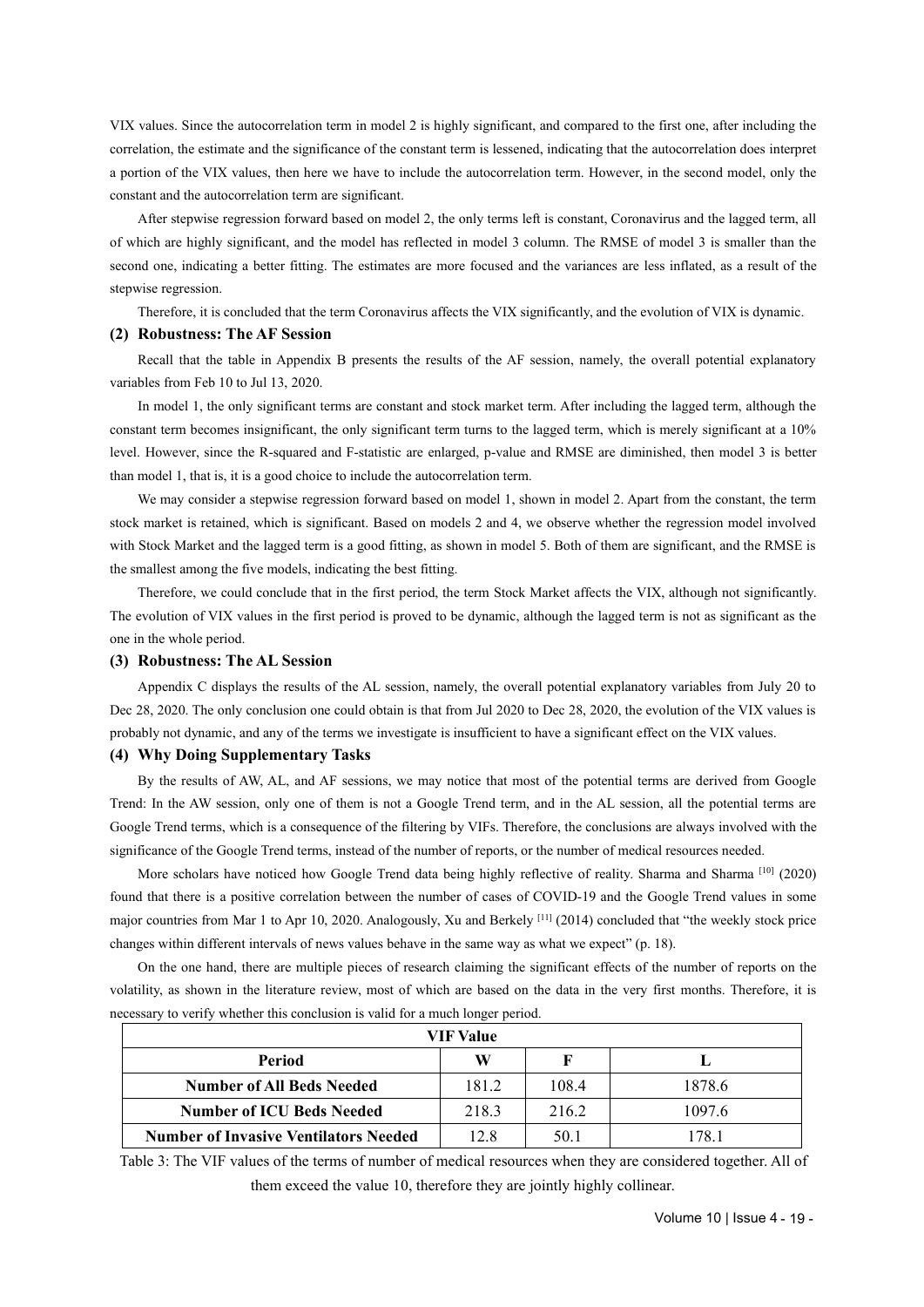VIX values. Since the autocorrelation term in model 2 is highly significant, and compared to the first one, after including the correlation, the estimate and the significance of the constant term is lessened, indicating that the autocorrelation does interpret a portion of the VIX values, then here we have to include the autocorrelation term. However, in the second model, only the constant and the autocorrelation term are significant.

After stepwise regression forward based on model 2, the only terms left is constant, Coronavirus and the lagged term, all of which are highly significant, and the model has reflected in model 3 column. The RMSE of model 3 is smaller than the second one, indicating a better fitting. The estimates are more focused and the variances are less inflated, as a result of the stepwise regression.

Therefore, it is concluded that the term Coronavirus affects the VIX significantly, and the evolution of VIX is dynamic.

### (2) Robustness: The AF Session

Recall that the table in Appendix B presents the results of the AF session, namely, the overall potential explanatory variables from Feb 10 to Jul 13, 2020.

In model 1, the only significant terms are constant and stock market term. After including the lagged term, although the constant term becomes insignificant, the only significant term turns to the lagged term, which is merely significant at a 10% level. However, since the R-squared and F-statistic are enlarged, p-value and RMSE are diminished, then model 3 is better than model 1, that is, it is a good choice to include the autocorrelation term.

We may consider a stepwise regression forward based on model 1, shown in model 2. Apart from the constant, the term stock market is retained, which is significant. Based on models 2 and 4, we observe whether the regression model involved with Stock Market and the lagged term is a good fitting, as shown in model 5. Both of them are significant, and the RMSE is the smallest among the five models, indicating the best fitting.

Therefore, we could conclude that in the first period, the term Stock Market affects the VIX, although not significantly. The evolution of VIX values in the first period is proved to be dynamic, although the lagged term is not as significant as the one in the whole period.

### (3) Robustness: The AL Session

Appendix C displays the results of the AL session, namely, the overall potential explanatory variables from July 20 to Dec 28, 2020. The only conclusion one could obtain is that from Jul 2020 to Dec 28, 2020, the evolution of the VIX values is probably not dynamic, and any of the terms we investigate is insufficient to have a significant effect on the VIX values.

### (4) Why Doing Supplementary Tasks

By the results of AW, AL, and AF sessions, we may notice that most of the potential terms are derived from Google Trend: In the AW session, only one of them is not a Google Trend term, and in the AL session, all the potential terms are Google Trend terms, which is a consequence of the filtering by VIFs. Therefore, the conclusions are always involved with the significance of the Google Trend terms, instead of the number of reports, or the number of medical resources needed.

More scholars have noticed how Google Trend data being highly reflective of reality. Sharma and Sharma [10] (2020) found that there is a positive correlation between the number of cases of COVID-19 and the Google Trend values in some major countries from Mar 1 to Apr 10, 2020. Analogously, Xu and Berkely [11] (2014) concluded that "the weekly stock price changes within different intervals of news values behave in the same way as what we expect" (p. 18).

On the one hand, there are multiple pieces of research claiming the significant effects of the number of reports on the volatility, as shown in the literature review, most of which are based on the data in the very first months. Therefore, it is necessary to verify whether this conclusion is valid for a much longer period.

| VIF Value | | | |
|---|---|---|---|
| **Period** | **W** | **F** | **L** |
| **Number of All Beds Needed** | 181.2 | 108.4 | 1878.6 |
| **Number of ICU Beds Needed** | 218.3 | 216.2 | 1097.6 |
| **Number of Invasive Ventilators Needed** | 12.8 | 50.1 | 178.1 |

Table 3: The VIF values of the terms of number of medical resources when they are considered together. All of them exceed the value 10, therefore they are jointly highly collinear.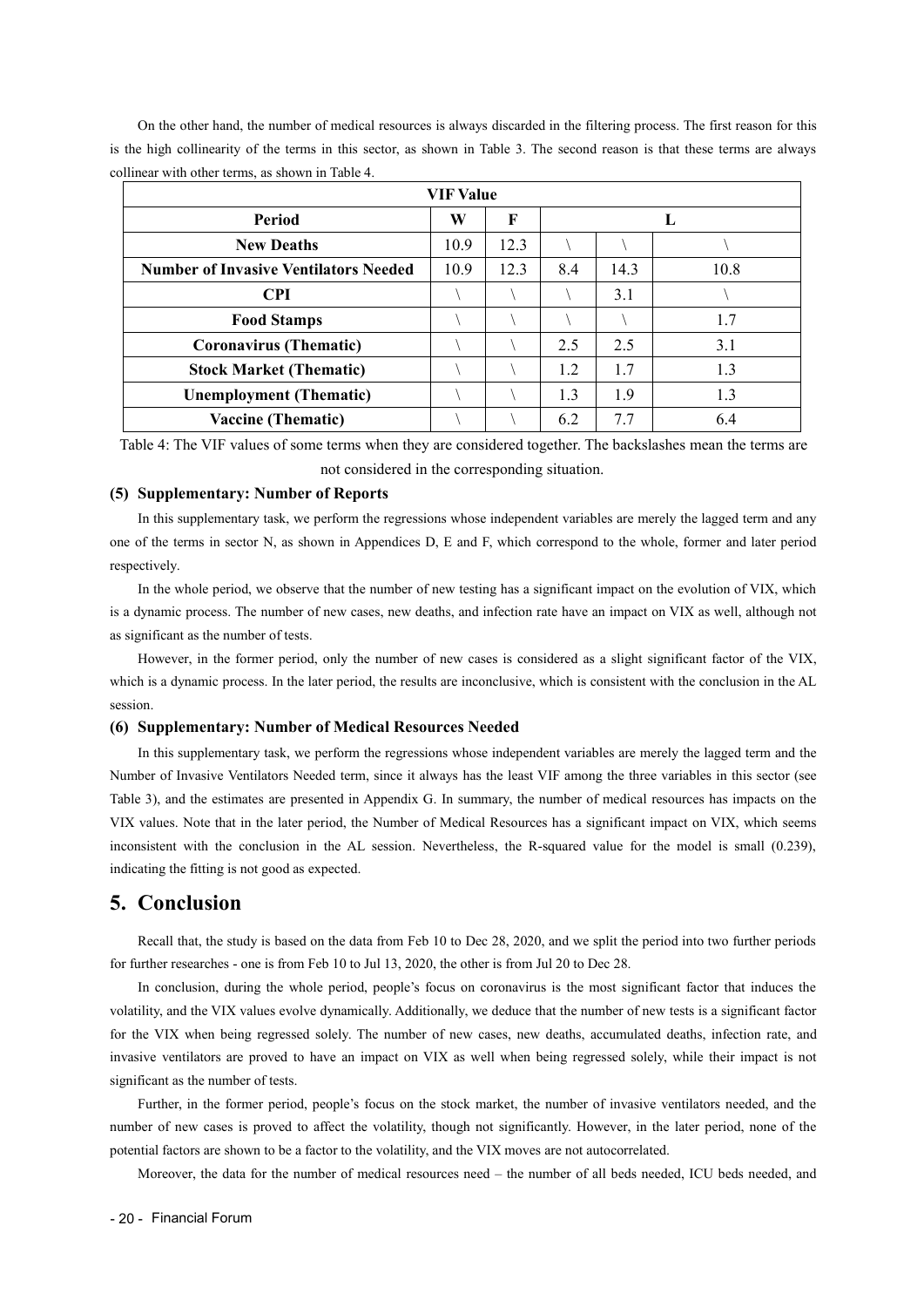On the other hand, the number of medical resources is always discarded in the filtering process. The first reason for this is the high collinearity of the terms in this sector, as shown in Table 3. The second reason is that these terms are always collinear with other terms, as shown in Table 4.

| VIF Value | | | | | |
|---|---|---|---|---|---|
| **Period** | **W** | **F** | **L** | | |
| **New Deaths** | 10.9 | 12.3 | \ | \ | \ |
| **Number of Invasive Ventilators Needed** | 10.9 | 12.3 | 8.4 | 14.3 | 10.8 |
| **CPI** | \ | \ | \ | 3.1 | \ |
| **Food Stamps** | \ | \ | \ | \ | 1.7 |
| **Coronavirus (Thematic)** | \ | \ | 2.5 | 2.5 | 3.1 |
| **Stock Market (Thematic)** | \ | \ | 1.2 | 1.7 | 1.3 |
| **Unemployment (Thematic)** | \ | \ | 1.3 | 1.9 | 1.3 |
| **Vaccine (Thematic)** | \ | \ | 6.2 | 7.7 | 6.4 |

Table 4: The VIF values of some terms when they are considered together. The backslashes mean the terms are not considered in the corresponding situation.

### (5) Supplementary: Number of Reports

In this supplementary task, we perform the regressions whose independent variables are merely the lagged term and any one of the terms in sector N, as shown in Appendices D, E and F, which correspond to the whole, former and later period respectively.

In the whole period, we observe that the number of new testing has a significant impact on the evolution of VIX, which is a dynamic process. The number of new cases, new deaths, and infection rate have an impact on VIX as well, although not as significant as the number of tests.

However, in the former period, only the number of new cases is considered as a slight significant factor of the VIX, which is a dynamic process. In the later period, the results are inconclusive, which is consistent with the conclusion in the AL session.

### (6) Supplementary: Number of Medical Resources Needed

In this supplementary task, we perform the regressions whose independent variables are merely the lagged term and the Number of Invasive Ventilators Needed term, since it always has the least VIF among the three variables in this sector (see Table 3), and the estimates are presented in Appendix G. In summary, the number of medical resources has impacts on the VIX values. Note that in the later period, the Number of Medical Resources has a significant impact on VIX, which seems inconsistent with the conclusion in the AL session. Nevertheless, the R-squared value for the model is small (0.239), indicating the fitting is not good as expected.

## 5. Conclusion

Recall that, the study is based on the data from Feb 10 to Dec 28, 2020, and we split the period into two further periods for further researches - one is from Feb 10 to Jul 13, 2020, the other is from Jul 20 to Dec 28.

In conclusion, during the whole period, people's focus on coronavirus is the most significant factor that induces the volatility, and the VIX values evolve dynamically. Additionally, we deduce that the number of new tests is a significant factor for the VIX when being regressed solely. The number of new cases, new deaths, accumulated deaths, infection rate, and invasive ventilators are proved to have an impact on VIX as well when being regressed solely, while their impact is not significant as the number of tests.

Further, in the former period, people's focus on the stock market, the number of invasive ventilators needed, and the number of new cases is proved to affect the volatility, though not significantly. However, in the later period, none of the potential factors are shown to be a factor to the volatility, and the VIX moves are not autocorrelated.

Moreover, the data for the number of medical resources need – the number of all beds needed, ICU beds needed, and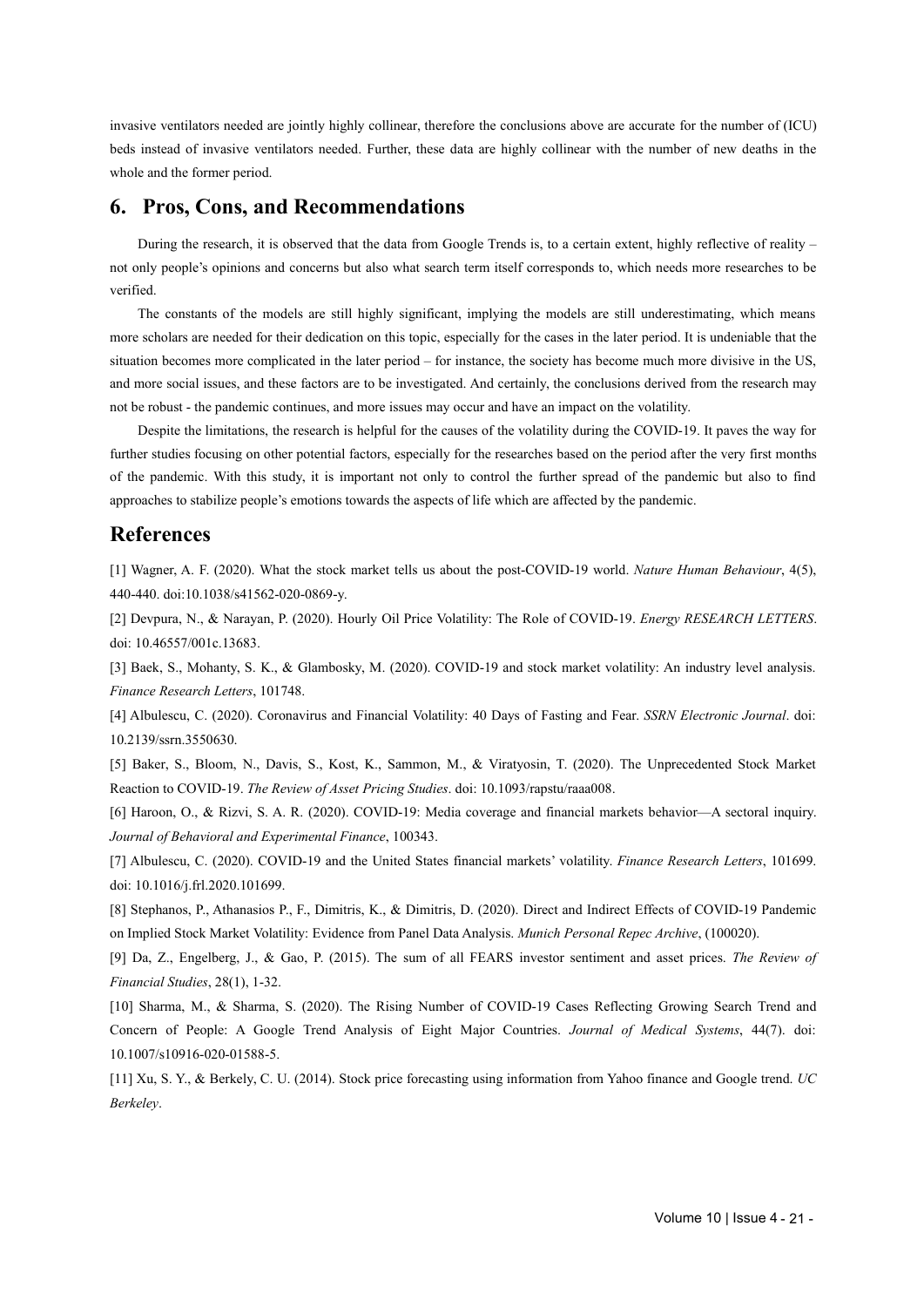invasive ventilators needed are jointly highly collinear, therefore the conclusions above are accurate for the number of (ICU) beds instead of invasive ventilators needed. Further, these data are highly collinear with the number of new deaths in the whole and the former period.

## 6. Pros, Cons, and Recommendations

During the research, it is observed that the data from Google Trends is, to a certain extent, highly reflective of reality – not only people's opinions and concerns but also what search term itself corresponds to, which needs more researches to be verified.

The constants of the models are still highly significant, implying the models are still underestimating, which means more scholars are needed for their dedication on this topic, especially for the cases in the later period. It is undeniable that the situation becomes more complicated in the later period – for instance, the society has become much more divisive in the US, and more social issues, and these factors are to be investigated. And certainly, the conclusions derived from the research may not be robust - the pandemic continues, and more issues may occur and have an impact on the volatility.

Despite the limitations, the research is helpful for the causes of the volatility during the COVID-19. It paves the way for further studies focusing on other potential factors, especially for the researches based on the period after the very first months of the pandemic. With this study, it is important not only to control the further spread of the pandemic but also to find approaches to stabilize people's emotions towards the aspects of life which are affected by the pandemic.

## References

[1] Wagner, A. F. (2020). What the stock market tells us about the post-COVID-19 world. *Nature Human Behaviour*, 4(5), 440-440. doi:10.1038/s41562-020-0869-y.

[2] Devpura, N., & Narayan, P. (2020). Hourly Oil Price Volatility: The Role of COVID-19. *Energy RESEARCH LETTERS*. doi: 10.46557/001c.13683.

[3] Baek, S., Mohanty, S. K., & Glambosky, M. (2020). COVID-19 and stock market volatility: An industry level analysis. *Finance Research Letters*, 101748.

[4] Albulescu, C. (2020). Coronavirus and Financial Volatility: 40 Days of Fasting and Fear. *SSRN Electronic Journal*. doi: 10.2139/ssrn.3550630.

[5] Baker, S., Bloom, N., Davis, S., Kost, K., Sammon, M., & Viratyosin, T. (2020). The Unprecedented Stock Market Reaction to COVID-19. *The Review of Asset Pricing Studies*. doi: 10.1093/rapstu/raaa008.

[6] Haroon, O., & Rizvi, S. A. R. (2020). COVID-19: Media coverage and financial markets behavior—A sectoral inquiry. *Journal of Behavioral and Experimental Finance*, 100343.

[7] Albulescu, C. (2020). COVID-19 and the United States financial markets' volatility. *Finance Research Letters*, 101699. doi: 10.1016/j.frl.2020.101699.

[8] Stephanos, P., Athanasios P., F., Dimitris, K., & Dimitris, D. (2020). Direct and Indirect Effects of COVID-19 Pandemic on Implied Stock Market Volatility: Evidence from Panel Data Analysis. *Munich Personal Repec Archive*, (100020).

[9] Da, Z., Engelberg, J., & Gao, P. (2015). The sum of all FEARS investor sentiment and asset prices. *The Review of Financial Studies*, 28(1), 1-32.

[10] Sharma, M., & Sharma, S. (2020). The Rising Number of COVID-19 Cases Reflecting Growing Search Trend and Concern of People: A Google Trend Analysis of Eight Major Countries. *Journal of Medical Systems*, 44(7). doi: 10.1007/s10916-020-01588-5.

[11] Xu, S. Y., & Berkely, C. U. (2014). Stock price forecasting using information from Yahoo finance and Google trend. *UC Berkeley*.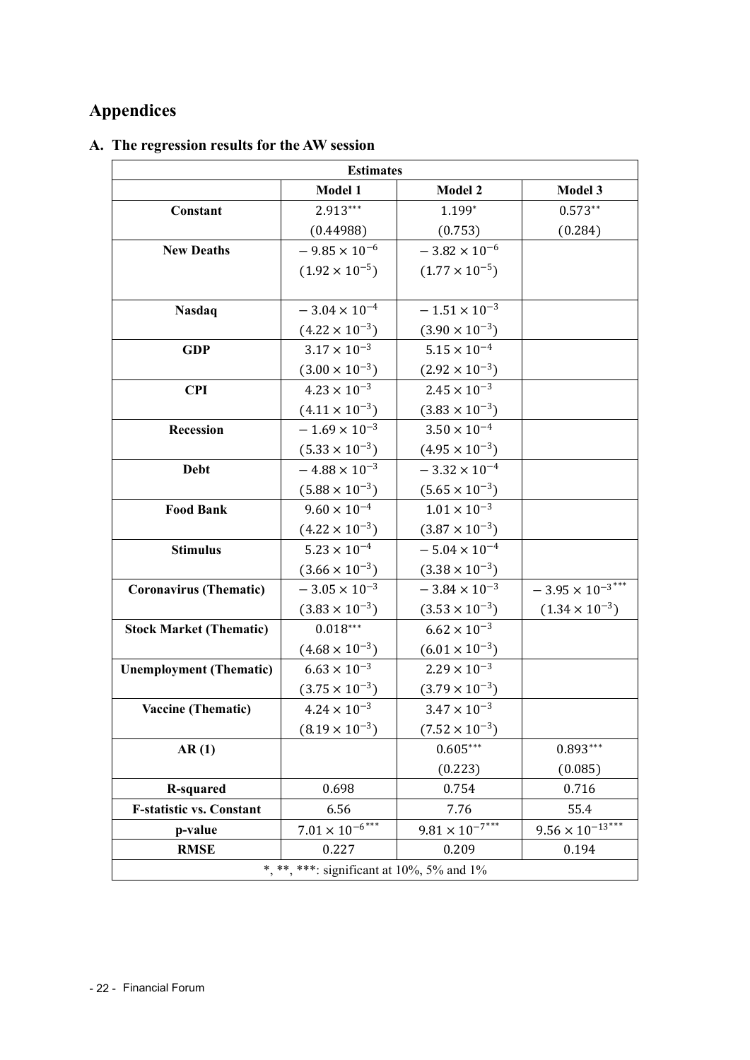# Appendices

## A. The regression results for the AW session

| Estimates | | | |
|---|---|---|---|
| | **Model 1** | **Model 2** | **Model 3** |
| **Constant** | $2.913^{***}$ | $1.199^{*}$ | $0.573^{**}$ |
| | $(0.44988)$ | $(0.753)$ | $(0.284)$ |
| **New Deaths** | $-9.85 \times 10^{-6}$ | $-3.82 \times 10^{-6}$ | |
| | $(1.92 \times 10^{-5})$ | $(1.77 \times 10^{-5})$ | |
| **Nasdaq** | $-3.04 \times 10^{-4}$ | $-1.51 \times 10^{-3}$ | |
| | $(4.22 \times 10^{-3})$ | $(3.90 \times 10^{-3})$ | |
| **GDP** | $3.17 \times 10^{-3}$ | $5.15 \times 10^{-4}$ | |
| | $(3.00 \times 10^{-3})$ | $(2.92 \times 10^{-3})$ | |
| **CPI** | $4.23 \times 10^{-3}$ | $2.45 \times 10^{-3}$ | |
| | $(4.11 \times 10^{-3})$ | $(3.83 \times 10^{-3})$ | |
| **Recession** | $-1.69 \times 10^{-3}$ | $3.50 \times 10^{-4}$ | |
| | $(5.33 \times 10^{-3})$ | $(4.95 \times 10^{-3})$ | |
| **Debt** | $-4.88 \times 10^{-3}$ | $-3.32 \times 10^{-4}$ | |
| | $(5.88 \times 10^{-3})$ | $(5.65 \times 10^{-3})$ | |
| **Food Bank** | $9.60 \times 10^{-4}$ | $1.01 \times 10^{-3}$ | |
| | $(4.22 \times 10^{-3})$ | $(3.87 \times 10^{-3})$ | |
| **Stimulus** | $5.23 \times 10^{-4}$ | $-5.04 \times 10^{-4}$ | |
| | $(3.66 \times 10^{-3})$ | $(3.38 \times 10^{-3})$ | |
| **Coronavirus (Thematic)** | $-3.05 \times 10^{-3}$ | $-3.84 \times 10^{-3}$ | $-3.95 \times 10^{-3\,***}$ |
| | $(3.83 \times 10^{-3})$ | $(3.53 \times 10^{-3})$ | $(1.34 \times 10^{-3})$ |
| **Stock Market (Thematic)** | $0.018^{***}$ | $6.62 \times 10^{-3}$ | |
| | $(4.68 \times 10^{-3})$ | $(6.01 \times 10^{-3})$ | |
| **Unemployment (Thematic)** | $6.63 \times 10^{-3}$ | $2.29 \times 10^{-3}$ | |
| | $(3.75 \times 10^{-3})$ | $(3.79 \times 10^{-3})$ | |
| **Vaccine (Thematic)** | $4.24 \times 10^{-3}$ | $3.47 \times 10^{-3}$ | |
| | $(8.19 \times 10^{-3})$ | $(7.52 \times 10^{-3})$ | |
| **AR (1)** | | $0.605^{***}$ | $0.893^{***}$ |
| | | $(0.223)$ | $(0.085)$ |
| **R-squared** | 0.698 | 0.754 | 0.716 |
| **F-statistic vs. Constant** | 6.56 | 7.76 | 55.4 |
| **p-value** | $7.01 \times 10^{-6\,***}$ | $9.81 \times 10^{-7\,***}$ | $9.56 \times 10^{-13\,***}$ |
| **RMSE** | 0.227 | 0.209 | 0.194 |
| *, **, ***: significant at 10%, 5% and 1% | | | |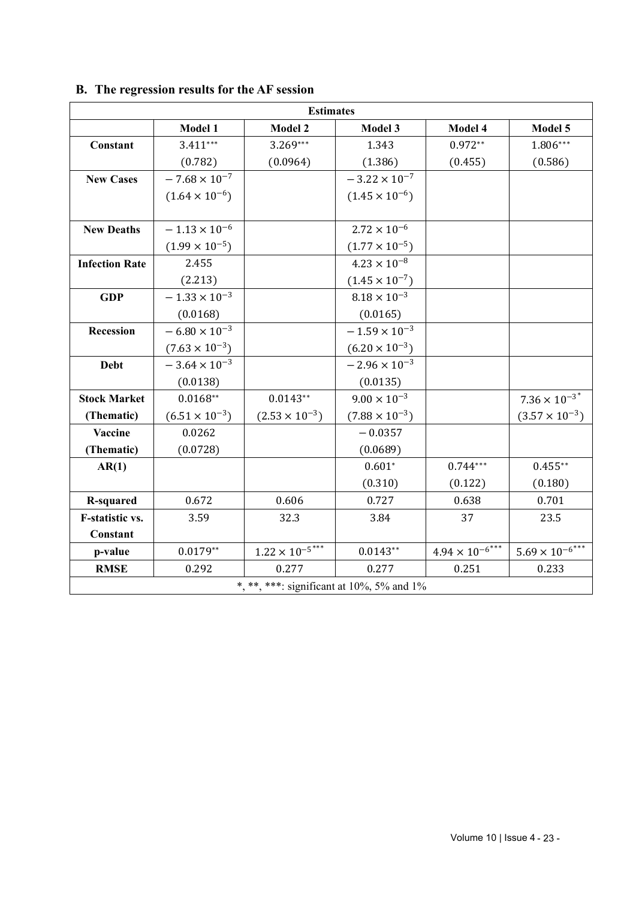### B. The regression results for the AF session

| Estimates | | | | | |
|---|---|---|---|---|---|
| | **Model 1** | **Model 2** | **Model 3** | **Model 4** | **Model 5** |
| **Constant** | $3.411^{***}$ | $3.269^{***}$ | $1.343$ | $0.972^{**}$ | $1.806^{***}$ |
| | $(0.782)$ | $(0.0964)$ | $(1.386)$ | $(0.455)$ | $(0.586)$ |
| **New Cases** | $-7.68 \times 10^{-7}$ | | $-3.22 \times 10^{-7}$ | | |
| | $(1.64 \times 10^{-6})$ | | $(1.45 \times 10^{-6})$ | | |
| **New Deaths** | $-1.13 \times 10^{-6}$ | | $2.72 \times 10^{-6}$ | | |
| | $(1.99 \times 10^{-5})$ | | $(1.77 \times 10^{-5})$ | | |
| **Infection Rate** | $2.455$ | | $4.23 \times 10^{-8}$ | | |
| | $(2.213)$ | | $(1.45 \times 10^{-7})$ | | |
| **GDP** | $-1.33 \times 10^{-3}$ | | $8.18 \times 10^{-3}$ | | |
| | $(0.0168)$ | | $(0.0165)$ | | |
| **Recession** | $-6.80 \times 10^{-3}$ | | $-1.59 \times 10^{-3}$ | | |
| | $(7.63 \times 10^{-3})$ | | $(6.20 \times 10^{-3})$ | | |
| **Debt** | $-3.64 \times 10^{-3}$ | | $-2.96 \times 10^{-3}$ | | |
| | $(0.0138)$ | | $(0.0135)$ | | |
| **Stock Market (Thematic)** | $0.0168^{**}$ | $0.0143^{**}$ | $9.00 \times 10^{-3}$ | | $7.36 \times 10^{-3*}$ |
| | $(6.51 \times 10^{-3})$ | $(2.53 \times 10^{-3})$ | $(7.88 \times 10^{-3})$ | | $(3.57 \times 10^{-3})$ |
| **Vaccine (Thematic)** | $0.0262$ | | $-0.0357$ | | |
| | $(0.0728)$ | | $(0.0689)$ | | |
| **AR(1)** | | | $0.601^{*}$ | $0.744^{***}$ | $0.455^{**}$ |
| | | | $(0.310)$ | $(0.122)$ | $(0.180)$ |
| **R-squared** | 0.672 | 0.606 | 0.727 | 0.638 | 0.701 |
| **F-statistic vs. Constant** | 3.59 | 32.3 | 3.84 | 37 | 23.5 |
| **p-value** | $0.0179^{**}$ | $1.22 \times 10^{-5***}$ | $0.0143^{**}$ | $4.94 \times 10^{-6***}$ | $5.69 \times 10^{-6***}$ |
| **RMSE** | 0.292 | 0.277 | 0.277 | 0.251 | 0.233 |
| *, **, ***: significant at 10%, 5% and 1% | | | | | |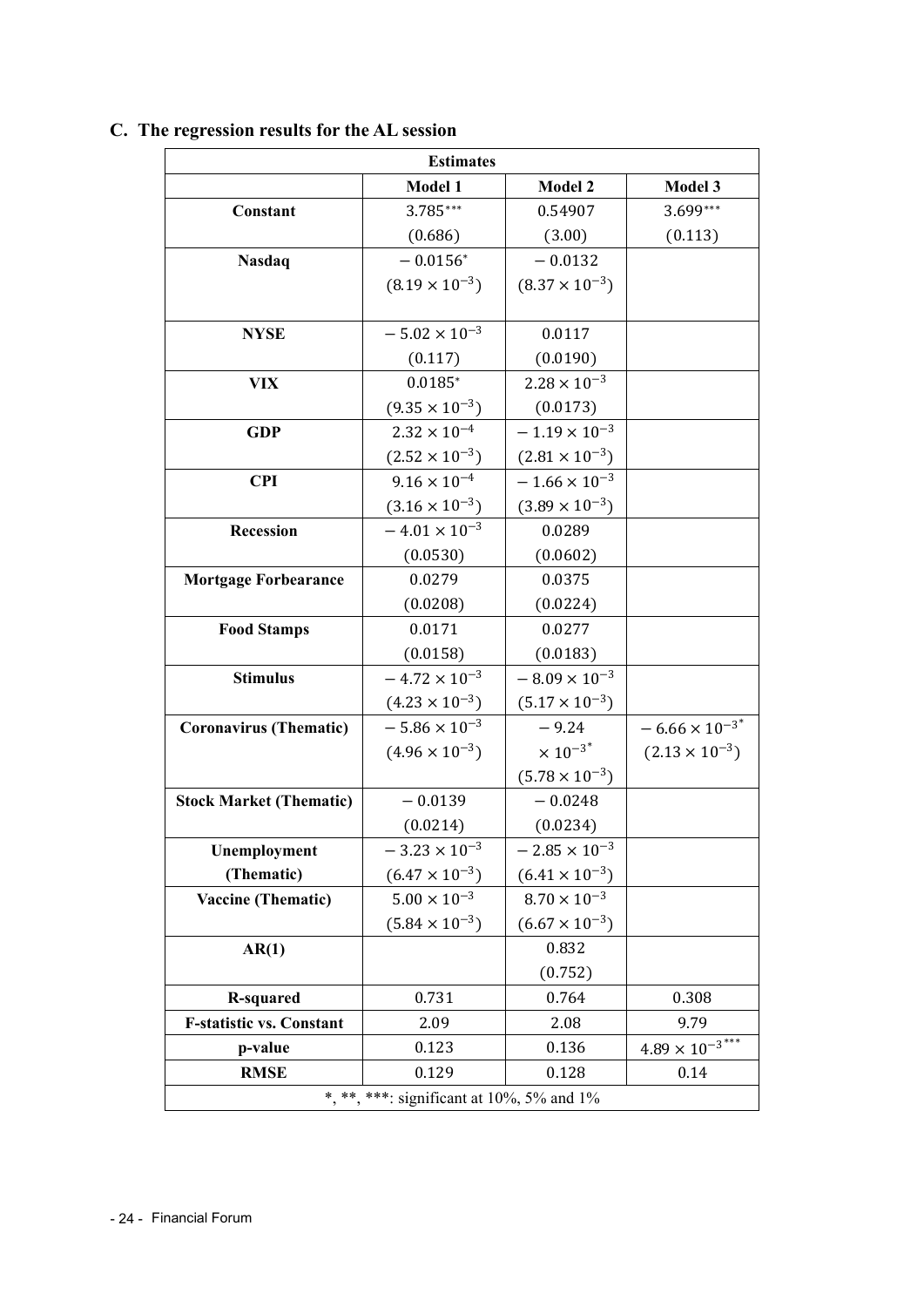### C. The regression results for the AL session

| Estimates | | | |
|---|---|---|---|
| | **Model 1** | **Model 2** | **Model 3** |
| **Constant** | $3.785^{***}$ | $0.54907$ | $3.699^{***}$ |
| | $(0.686)$ | $(3.00)$ | $(0.113)$ |
| **Nasdaq** | $-0.0156^{*}$ | $-0.0132$ | |
| | $(8.19\times10^{-3})$ | $(8.37\times10^{-3})$ | |
| **NYSE** | $-5.02\times10^{-3}$ | $0.0117$ | |
| | $(0.117)$ | $(0.0190)$ | |
| **VIX** | $0.0185^{*}$ | $2.28\times10^{-3}$ | |
| | $(9.35\times10^{-3})$ | $(0.0173)$ | |
| **GDP** | $2.32\times10^{-4}$ | $-1.19\times10^{-3}$ | |
| | $(2.52\times10^{-3})$ | $(2.81\times10^{-3})$ | |
| **CPI** | $9.16\times10^{-4}$ | $-1.66\times10^{-3}$ | |
| | $(3.16\times10^{-3})$ | $(3.89\times10^{-3})$ | |
| **Recession** | $-4.01\times10^{-3}$ | $0.0289$ | |
| | $(0.0530)$ | $(0.0602)$ | |
| **Mortgage Forbearance** | $0.0279$ | $0.0375$ | |
| | $(0.0208)$ | $(0.0224)$ | |
| **Food Stamps** | $0.0171$ | $0.0277$ | |
| | $(0.0158)$ | $(0.0183)$ | |
| **Stimulus** | $-4.72\times10^{-3}$ | $-8.09\times10^{-3}$ | |
| | $(4.23\times10^{-3})$ | $(5.17\times10^{-3})$ | |
| **Coronavirus (Thematic)** | $-5.86\times10^{-3}$ | $-9.24\times10^{-3*}$ | $-6.66\times10^{-3*}$ |
| | $(4.96\times10^{-3})$ | $(5.78\times10^{-3})$ | $(2.13\times10^{-3})$ |
| **Stock Market (Thematic)** | $-0.0139$ | $-0.0248$ | |
| | $(0.0214)$ | $(0.0234)$ | |
| **Unemployment (Thematic)** | $-3.23\times10^{-3}$ | $-2.85\times10^{-3}$ | |
| | $(6.47\times10^{-3})$ | $(6.41\times10^{-3})$ | |
| **Vaccine (Thematic)** | $5.00\times10^{-3}$ | $8.70\times10^{-3}$ | |
| | $(5.84\times10^{-3})$ | $(6.67\times10^{-3})$ | |
| **AR(1)** | | $0.832$ | |
| | | $(0.752)$ | |
| **R-squared** | 0.731 | 0.764 | 0.308 |
| **F-statistic vs. Constant** | 2.09 | 2.08 | 9.79 |
| **p-value** | 0.123 | 0.136 | $4.89\times10^{-3***}$ |
| **RMSE** | 0.129 | 0.128 | 0.14 |
| *, **, ***: significant at 10%, 5% and 1% | | | |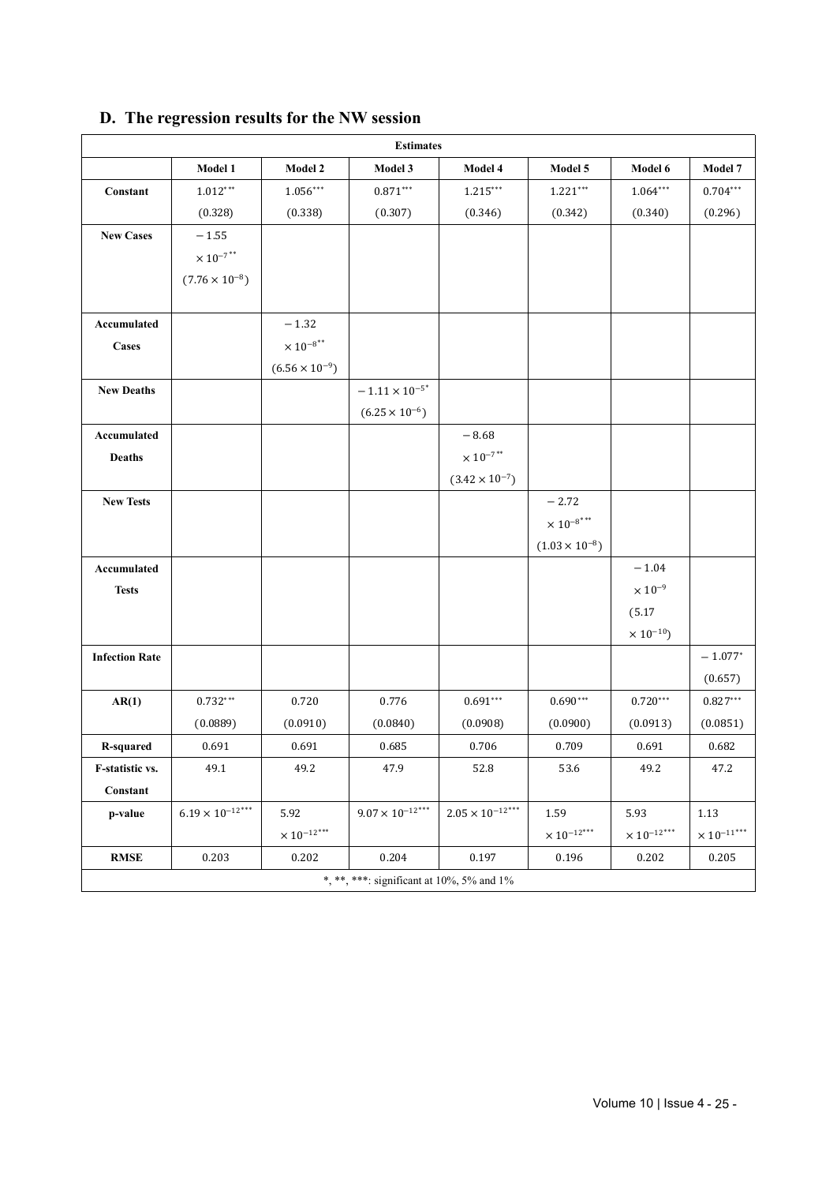## D. The regression results for the NW session

| Estimates | | | | | | | |
|---|---|---|---|---|---|---|---|
| | **Model 1** | **Model 2** | **Model 3** | **Model 4** | **Model 5** | **Model 6** | **Model 7** |
| **Constant** | $1.012^{***}$ (0.328) | $1.056^{***}$ (0.338) | $0.871^{***}$ (0.307) | $1.215^{***}$ (0.346) | $1.221^{***}$ (0.342) | $1.064^{***}$ (0.340) | $0.704^{***}$ (0.296) |
| **New Cases** | $-1.55 \times 10^{-7**}$ $(7.76 \times 10^{-8})$ | | | | | | |
| **Accumulated Cases** | | $-1.32 \times 10^{-8**}$ $(6.56 \times 10^{-9})$ | | | | | |
| **New Deaths** | | | $-1.11 \times 10^{-5*}$ $(6.25 \times 10^{-6})$ | | | | |
| **Accumulated Deaths** | | | | $-8.68 \times 10^{-7**}$ $(3.42 \times 10^{-7})$ | | | |
| **New Tests** | | | | | $-2.72 \times 10^{-8***}$ $(1.03 \times 10^{-8})$ | | |
| **Accumulated Tests** | | | | | | $-1.04 \times 10^{-9}$ $(5.17 \times 10^{-10})$ | |
| **Infection Rate** | | | | | | | $-1.077^{*}$ (0.657) |
| **AR(1)** | $0.732^{***}$ (0.0889) | 0.720 (0.0910) | 0.776 (0.0840) | $0.691^{***}$ (0.0908) | $0.690^{***}$ (0.0900) | $0.720^{***}$ (0.0913) | $0.827^{***}$ (0.0851) |
| **R-squared** | 0.691 | 0.691 | 0.685 | 0.706 | 0.709 | 0.691 | 0.682 |
| **F-statistic vs. Constant** | 49.1 | 49.2 | 47.9 | 52.8 | 53.6 | 49.2 | 47.2 |
| **p-value** | $6.19 \times 10^{-12***}$ | $5.92 \times 10^{-12***}$ | $9.07 \times 10^{-12***}$ | $2.05 \times 10^{-12***}$ | $1.59 \times 10^{-12***}$ | $5.93 \times 10^{-12***}$ | $1.13 \times 10^{-11***}$ |
| **RMSE** | 0.203 | 0.202 | 0.204 | 0.197 | 0.196 | 0.202 | 0.205 |
| *, **, ***: significant at 10%, 5% and 1% | | | | | | | |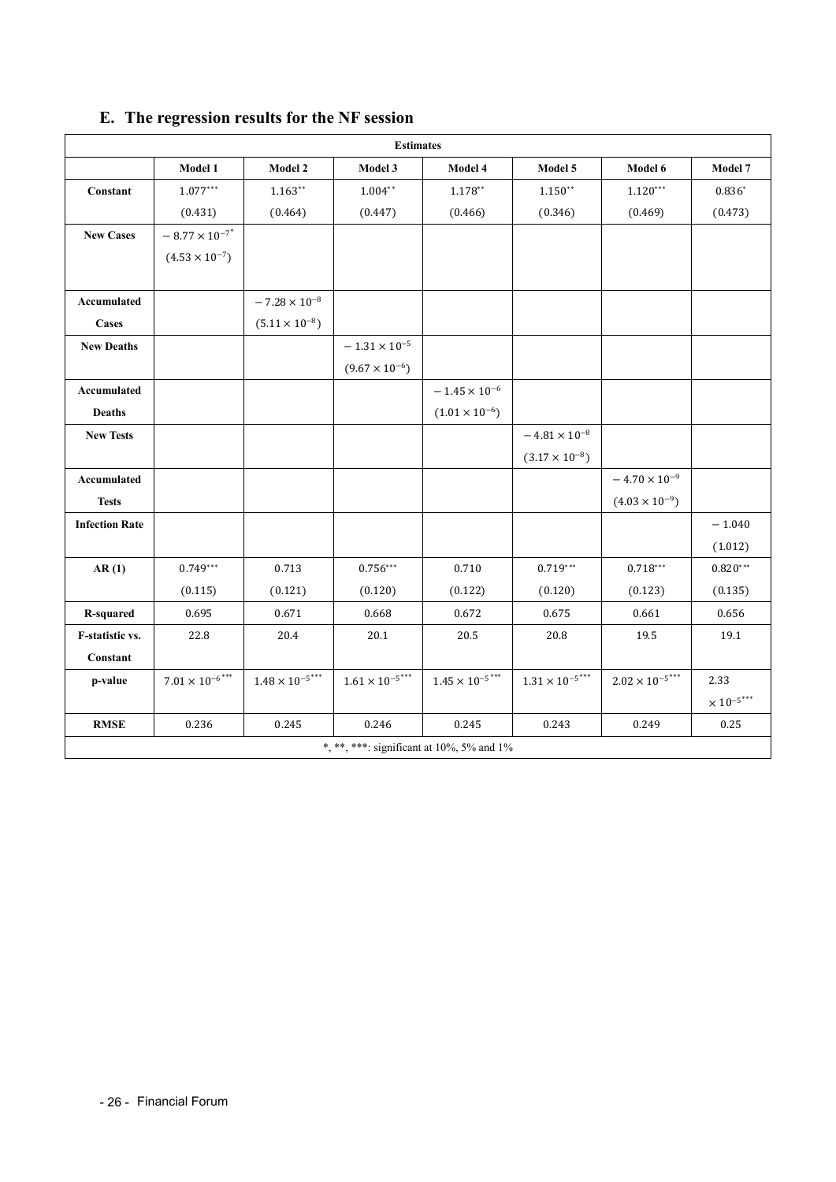## E. The regression results for the NF session

| Estimates | | | | | | | |
|---|---|---|---|---|---|---|---|
| | **Model 1** | **Model 2** | **Model 3** | **Model 4** | **Model 5** | **Model 6** | **Model 7** |
| **Constant** | $1.077^{***}$ | $1.163^{**}$ | $1.004^{**}$ | $1.178^{**}$ | $1.150^{**}$ | $1.120^{***}$ | $0.836^{*}$ |
| | (0.431) | (0.464) | (0.447) | (0.466) | (0.346) | (0.469) | (0.473) |
| **New Cases** | $-8.77\times10^{-7*}$ | | | | | | |
| | $(4.53\times10^{-7})$ | | | | | | |
| **Accumulated Cases** | | $-7.28\times10^{-8}$ | | | | | |
| | | $(5.11\times10^{-8})$ | | | | | |
| **New Deaths** | | | $-1.31\times10^{-5}$ | | | | |
| | | | $(9.67\times10^{-6})$ | | | | |
| **Accumulated Deaths** | | | | $-1.45\times10^{-6}$ | | | |
| | | | | $(1.01\times10^{-6})$ | | | |
| **New Tests** | | | | | $-4.81\times10^{-8}$ | | |
| | | | | | $(3.17\times10^{-8})$ | | |
| **Accumulated Tests** | | | | | | $-4.70\times10^{-9}$ | |
| | | | | | | $(4.03\times10^{-9})$ | |
| **Infection Rate** | | | | | | | $-1.040$ |
| | | | | | | | (1.012) |
| **AR (1)** | $0.749^{***}$ | 0.713 | $0.756^{***}$ | 0.710 | $0.719^{***}$ | $0.718^{***}$ | $0.820^{***}$ |
| | (0.115) | (0.121) | (0.120) | (0.122) | (0.120) | (0.123) | (0.135) |
| **R-squared** | 0.695 | 0.671 | 0.668 | 0.672 | 0.675 | 0.661 | 0.656 |
| **F-statistic vs. Constant** | 22.8 | 20.4 | 20.1 | 20.5 | 20.8 | 19.5 | 19.1 |
| **p-value** | $7.01\times10^{-6***}$ | $1.48\times10^{-5***}$ | $1.61\times10^{-5***}$ | $1.45\times10^{-5***}$ | $1.31\times10^{-5***}$ | $2.02\times10^{-5***}$ | $2.33\times10^{-5***}$ |
| **RMSE** | 0.236 | 0.245 | 0.246 | 0.245 | 0.243 | 0.249 | 0.25 |
| *, **, ***: significant at 10%, 5% and 1% | | | | | | | |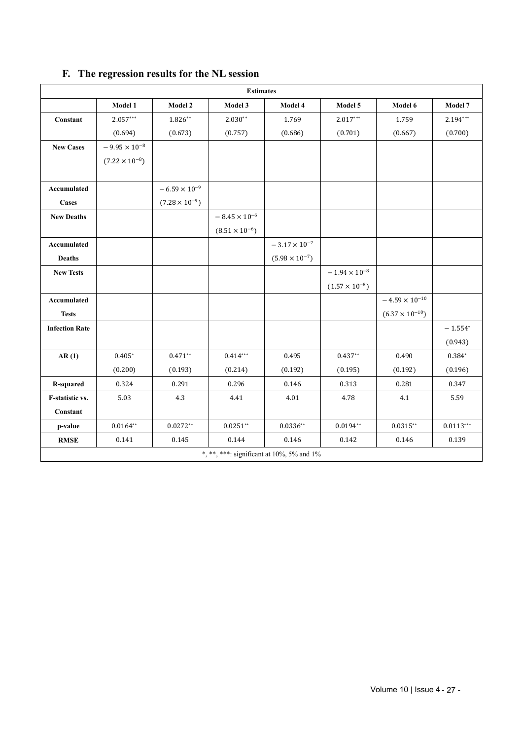## F. The regression results for the NL session

| Estimates | | | | | | | |
|---|---|---|---|---|---|---|---|
| | **Model 1** | **Model 2** | **Model 3** | **Model 4** | **Model 5** | **Model 6** | **Model 7** |
| **Constant** | $2.057^{***}$ | $1.826^{**}$ | $2.030^{**}$ | 1.769 | $2.017^{***}$ | 1.759 | $2.194^{***}$ |
| | (0.694) | (0.673) | (0.757) | (0.686) | (0.701) | (0.667) | (0.700) |
| **New Cases** | $-9.95 \times 10^{-8}$ | | | | | | |
| | $(7.22 \times 10^{-8})$ | | | | | | |
| **Accumulated Cases** | | $-6.59 \times 10^{-9}$ | | | | | |
| | | $(7.28 \times 10^{-9})$ | | | | | |
| **New Deaths** | | | $-8.45 \times 10^{-6}$ | | | | |
| | | | $(8.51 \times 10^{-6})$ | | | | |
| **Accumulated Deaths** | | | | $-3.17 \times 10^{-7}$ | | | |
| | | | | $(5.98 \times 10^{-7})$ | | | |
| **New Tests** | | | | | $-1.94 \times 10^{-8}$ | | |
| | | | | | $(1.57 \times 10^{-8})$ | | |
| **Accumulated Tests** | | | | | | $-4.59 \times 10^{-10}$ | |
| | | | | | | $(6.37 \times 10^{-10})$ | |
| **Infection Rate** | | | | | | | $-1.554^{*}$ |
| | | | | | | | (0.943) |
| **AR (1)** | $0.405^{*}$ | $0.471^{**}$ | $0.414^{***}$ | 0.495 | $0.437^{**}$ | 0.490 | $0.384^{*}$ |
| | (0.200) | (0.193) | (0.214) | (0.192) | (0.195) | (0.192) | (0.196) |
| **R-squared** | 0.324 | 0.291 | 0.296 | 0.146 | 0.313 | 0.281 | 0.347 |
| **F-statistic vs. Constant** | 5.03 | 4.3 | 4.41 | 4.01 | 4.78 | 4.1 | 5.59 |
| **p-value** | $0.0164^{**}$ | $0.0272^{**}$ | $0.0251^{**}$ | $0.0336^{**}$ | $0.0194^{**}$ | $0.0315^{**}$ | $0.0113^{***}$ |
| **RMSE** | 0.141 | 0.145 | 0.144 | 0.146 | 0.142 | 0.146 | 0.139 |
| *, **, ***: significant at 10%, 5% and 1% | | | | | | | |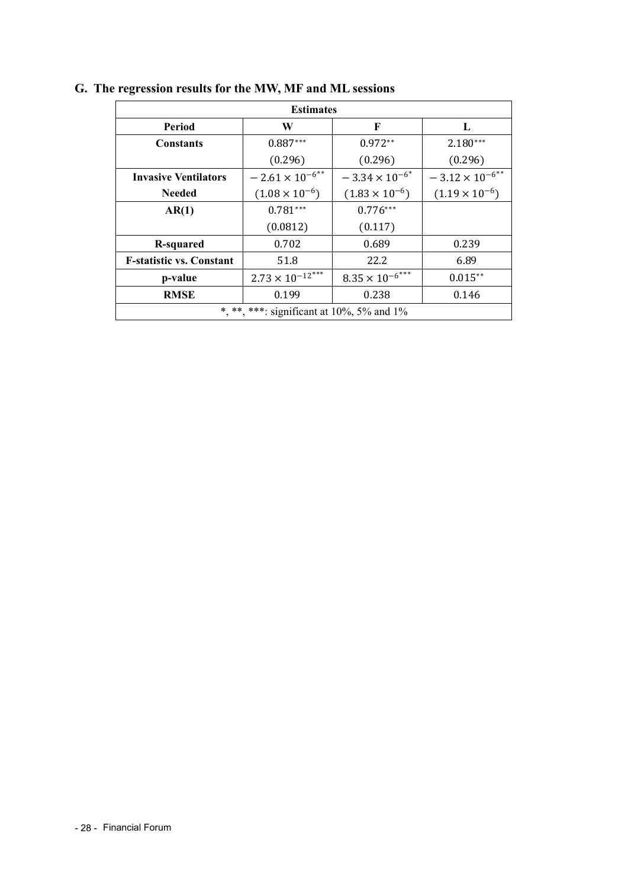### G. The regression results for the MW, MF and ML sessions

| Estimates | | | |
|---|---|---|---|
| **Period** | **W** | **F** | **L** |
| **Constants** | $0.887^{***}$ | $0.972^{**}$ | $2.180^{***}$ |
| | $(0.296)$ | $(0.296)$ | $(0.296)$ |
| **Invasive Ventilators Needed** | $-2.61 \times 10^{-6^{**}}$ | $-3.34 \times 10^{-6^{*}}$ | $-3.12 \times 10^{-6^{**}}$ |
| | $(1.08 \times 10^{-6})$ | $(1.83 \times 10^{-6})$ | $(1.19 \times 10^{-6})$ |
| **AR(1)** | $0.781^{***}$ | $0.776^{***}$ | |
| | $(0.0812)$ | $(0.117)$ | |
| **R-squared** | 0.702 | 0.689 | 0.239 |
| **F-statistic vs. Constant** | 51.8 | 22.2 | 6.89 |
| **p-value** | $2.73 \times 10^{-12^{***}}$ | $8.35 \times 10^{-6^{***}}$ | $0.015^{**}$ |
| **RMSE** | 0.199 | 0.238 | 0.146 |
| *, **, ***: significant at 10%, 5% and 1% | | | |